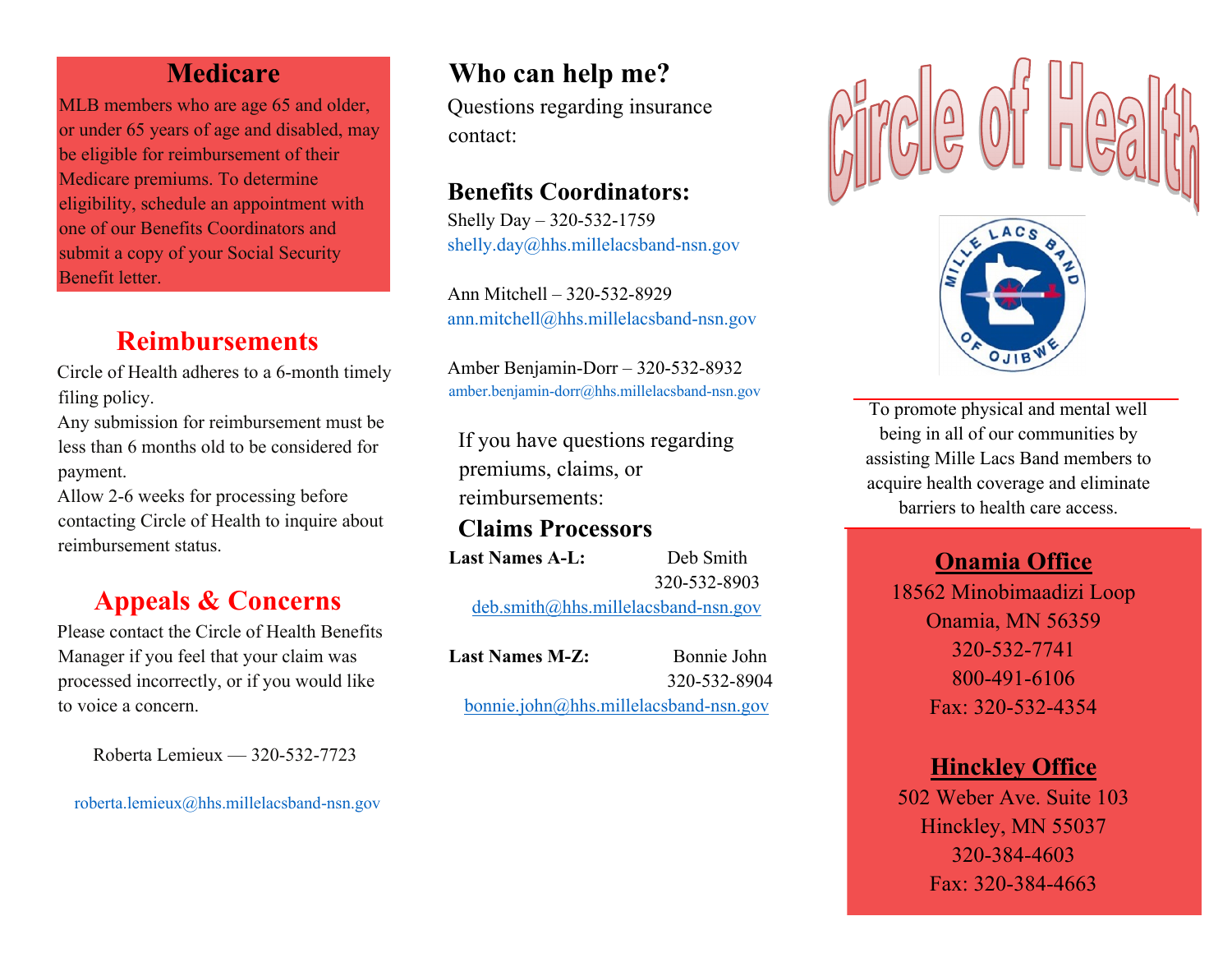## Medicare

MLB members who are age 65 and older, or under 65 years of age and disabled, may be eligible for reimbursement of their Medicare premiums. To determine eligibility, schedule an appointment with one of our Benefits Coordinators and submit a copy of your Social Security Benefit letter.

## Reimbursements

Circle of Health adheres to a 6-month timely filing policy.

Any submission for reimbursement must be less than 6 months old to be considered for payment.

Allow 2-6 weeks for processing before contacting Circle of Health to inquire about reimbursement status.

## Appeals & Concerns

Please contact the Circle of Health Benefits Manager if you feel that your claim was processed incorrectly, or if you would like to voice a concern.

Roberta Lemieux — 320-532-7723

roberta.lemieux@hhs.millelacsband-nsn.gov

## Who can help me?

Questions regarding insurance contact:

### Benefits Coordinators:

Shelly Day – 320-532-1759
shelly.day@hhs.millelacsband-nsn.gov

Ann Mitchell – 320-532-8929
ann.mitchell@hhs.millelacsband-nsn.gov

Amber Benjamin-Dorr – 320-532-8932
amber.benjamin-dorr@hhs.millelacsband-nsn.gov

If you have questions regarding premiums, claims, or reimbursements:

### Claims Processors

**Last Names A-L:** Deb Smith
320-532-8903
deb.smith@hhs.millelacsband-nsn.gov

**Last Names M-Z:** Bonnie John
320-532-8904
bonnie.john@hhs.millelacsband-nsn.gov

# Circle of Health

MILLE LACS BAND OF OJIBWE

To promote physical and mental well being in all of our communities by assisting Mille Lacs Band members to acquire health coverage and eliminate barriers to health care access.

### Onamia Office

18562 Minobimaadizi Loop
Onamia, MN 56359
320-532-7741
800-491-6106
Fax: 320-532-4354

### Hinckley Office

502 Weber Ave. Suite 103
Hinckley, MN 55037
320-384-4603
Fax: 320-384-4663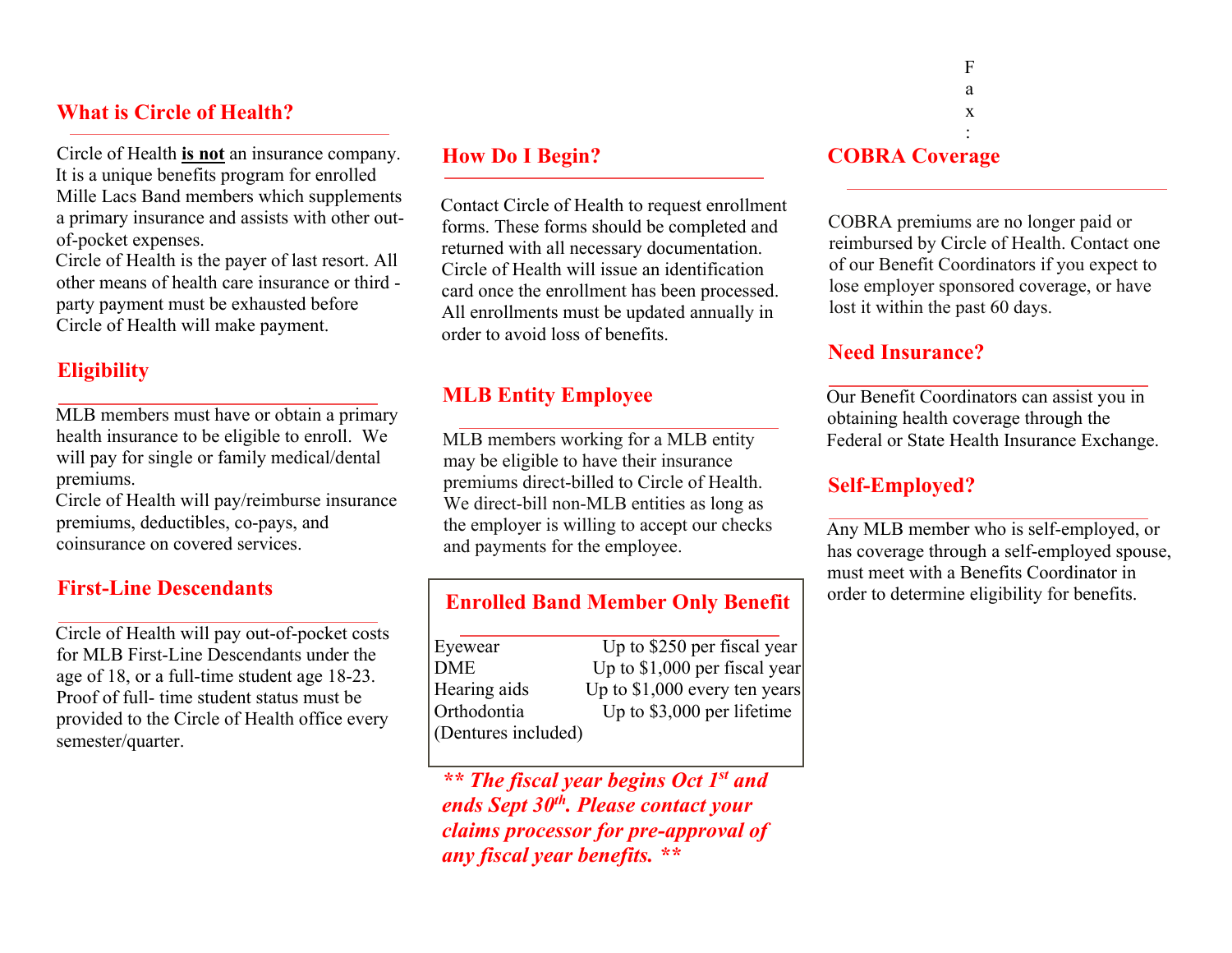## What is Circle of Health?

Circle of Health **is not** an insurance company. It is a unique benefits program for enrolled Mille Lacs Band members which supplements a primary insurance and assists with other out-of-pocket expenses.

Circle of Health is the payer of last resort. All other means of health care insurance or third -party payment must be exhausted before Circle of Health will make payment.

## Eligibility

MLB members must have or obtain a primary health insurance to be eligible to enroll. We will pay for single or family medical/dental premiums.

Circle of Health will pay/reimburse insurance premiums, deductibles, co-pays, and coinsurance on covered services.

## First-Line Descendants

Circle of Health will pay out-of-pocket costs for MLB First-Line Descendants under the age of 18, or a full-time student age 18-23. Proof of full- time student status must be provided to the Circle of Health office every semester/quarter.

## How Do I Begin?

Contact Circle of Health to request enrollment forms. These forms should be completed and returned with all necessary documentation. Circle of Health will issue an identification card once the enrollment has been processed. All enrollments must be updated annually in order to avoid loss of benefits.

## MLB Entity Employee

MLB members working for a MLB entity may be eligible to have their insurance premiums direct-billed to Circle of Health. We direct-bill non-MLB entities as long as the employer is willing to accept our checks and payments for the employee.

## Enrolled Band Member Only Benefit

| | |
|---|---|
| Eyewear | Up to $250 per fiscal year |
| DME | Up to $1,000 per fiscal year |
| Hearing aids | Up to $1,000 every ten years |
| Orthodontia | Up to $3,000 per lifetime |
| (Dentures included) | |

***\*\* The fiscal year begins Oct 1st and ends Sept 30th. Please contact your claims processor for pre-approval of any fiscal year benefits. \*\****

Fax:

## COBRA Coverage

COBRA premiums are no longer paid or reimbursed by Circle of Health. Contact one of our Benefit Coordinators if you expect to lose employer sponsored coverage, or have lost it within the past 60 days.

## Need Insurance?

Our Benefit Coordinators can assist you in obtaining health coverage through the Federal or State Health Insurance Exchange.

## Self-Employed?

Any MLB member who is self-employed, or has coverage through a self-employed spouse, must meet with a Benefits Coordinator in order to determine eligibility for benefits.